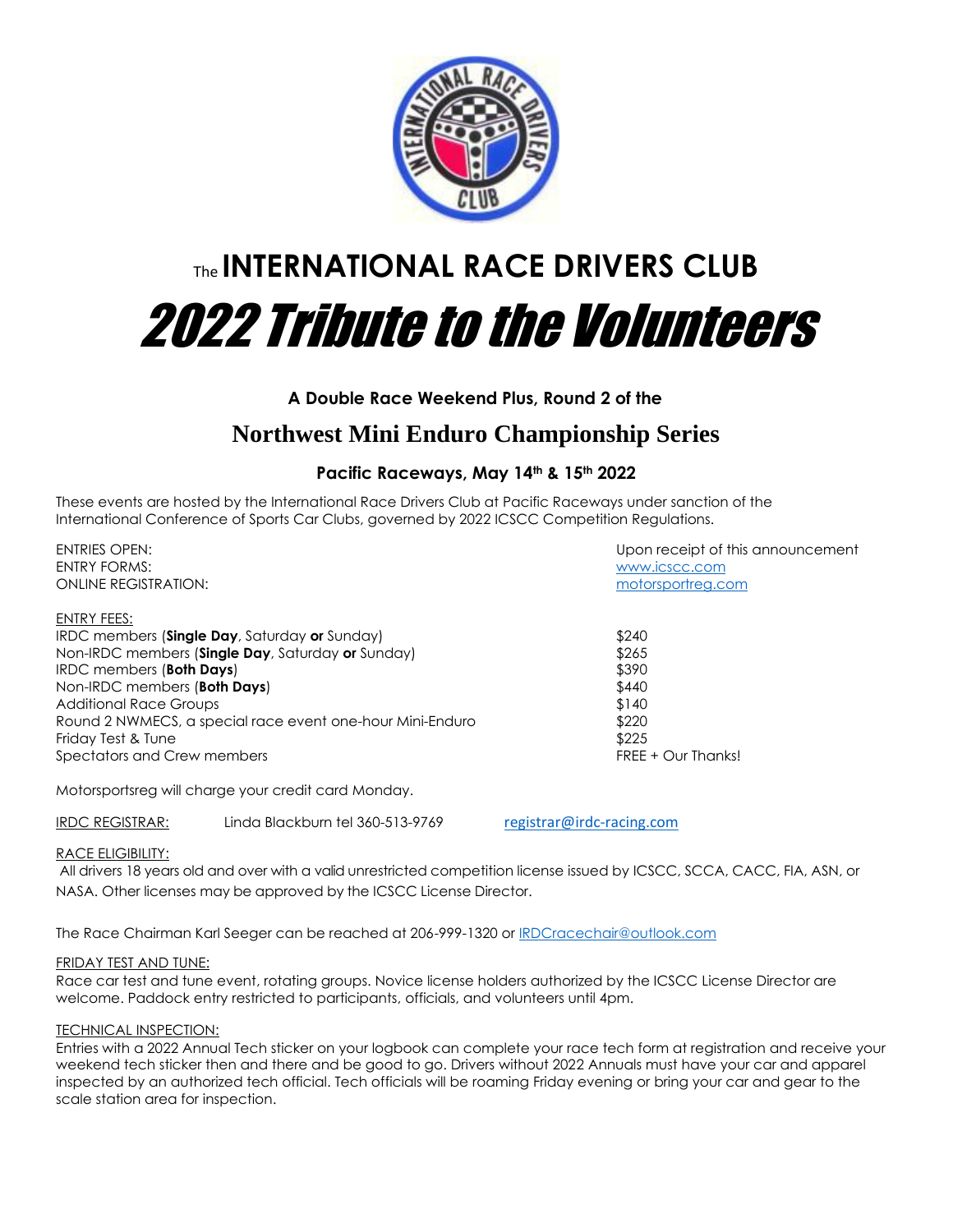# The INTERNATIONAL RACE DRIVERS CLUB

# *2022 Tribute to the Volunteers*

### A Double Race Weekend Plus, Round 2 of the

## Northwest Mini Enduro Championship Series

### Pacific Raceways, May 14th & 15th 2022

These events are hosted by the International Race Drivers Club at Pacific Raceways under sanction of the International Conference of Sports Car Clubs, governed by 2022 ICSCC Competition Regulations.

| | |
|---|---|
| ENTRIES OPEN: | Upon receipt of this announcement |
| ENTRY FORMS: | www.icscc.com |
| ONLINE REGISTRATION: | motorsportreg.com |

ENTRY FEES:

| | |
|---|---|
| IRDC members (**Single Day**, Saturday **or** Sunday) | $240 |
| Non-IRDC members (**Single Day**, Saturday **or** Sunday) | $265 |
| IRDC members (**Both Days**) | $390 |
| Non-IRDC members (**Both Days**) | $440 |
| Additional Race Groups | $140 |
| Round 2 NWMECS, a special race event one-hour Mini-Enduro | $220 |
| Friday Test & Tune | $225 |
| Spectators and Crew members | FREE + Our Thanks! |

Motorsportsreg will charge your credit card Monday.

IRDC REGISTRAR: Linda Blackburn tel 360-513-9769 registrar@irdc-racing.com

RACE ELIGIBILITY:
All drivers 18 years old and over with a valid unrestricted competition license issued by ICSCC, SCCA, CACC, FIA, ASN, or NASA. Other licenses may be approved by the ICSCC License Director.

The Race Chairman Karl Seeger can be reached at 206-999-1320 or IRDCracechair@outlook.com

FRIDAY TEST AND TUNE:
Race car test and tune event, rotating groups. Novice license holders authorized by the ICSCC License Director are welcome. Paddock entry restricted to participants, officials, and volunteers until 4pm.

TECHNICAL INSPECTION:
Entries with a 2022 Annual Tech sticker on your logbook can complete your race tech form at registration and receive your weekend tech sticker then and there and be good to go. Drivers without 2022 Annuals must have your car and apparel inspected by an authorized tech official. Tech officials will be roaming Friday evening or bring your car and gear to the scale station area for inspection.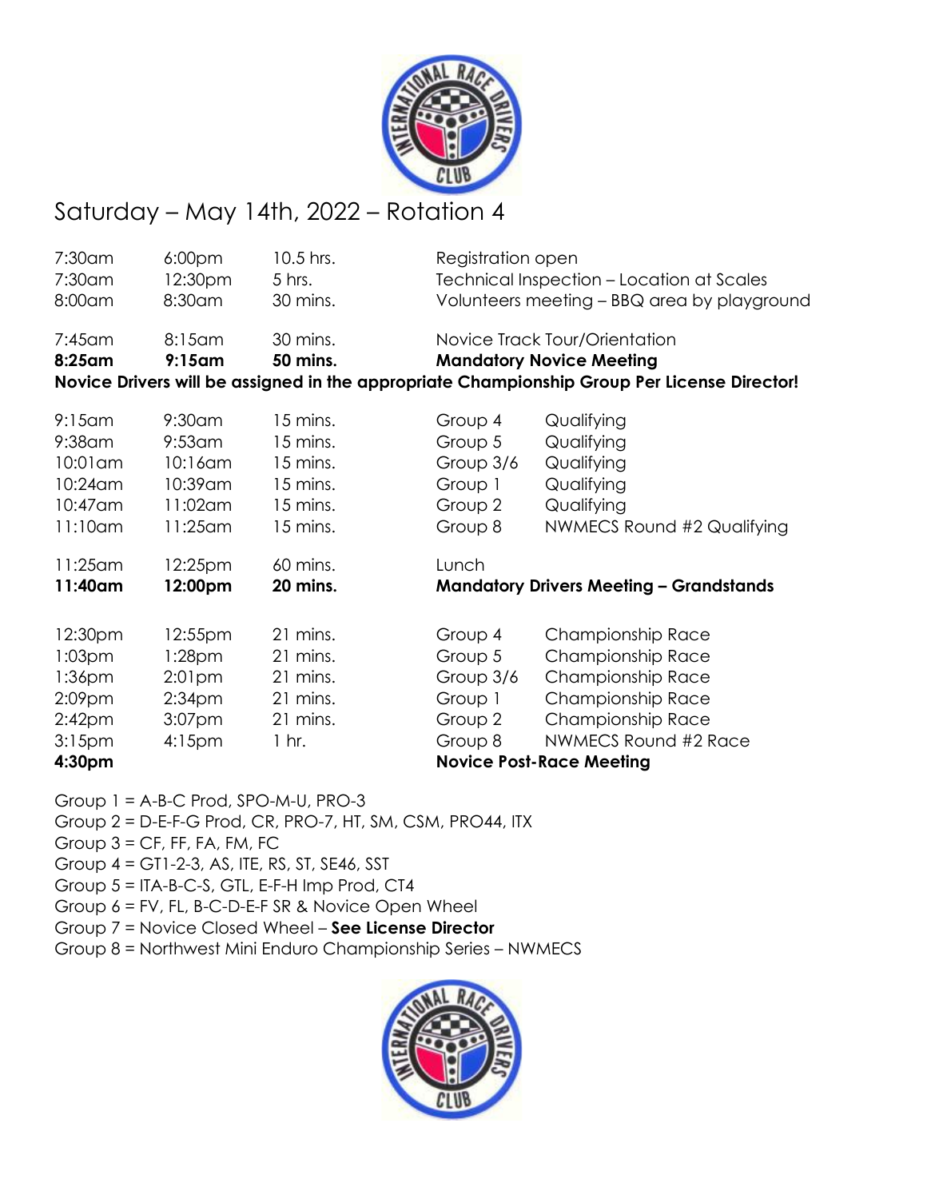# Saturday – May 14th, 2022 – Rotation 4

| | | | | |
|---|---|---|---|---|
| 7:30am | 6:00pm | 10.5 hrs. | Registration open | |
| 7:30am | 12:30pm | 5 hrs. | Technical Inspection – Location at Scales | |
| 8:00am | 8:30am | 30 mins. | Volunteers meeting – BBQ area by playground | |
| 7:45am | 8:15am | 30 mins. | Novice Track Tour/Orientation | |
| **8:25am** | **9:15am** | **50 mins.** | **Mandatory Novice Meeting** | |

**Novice Drivers will be assigned in the appropriate Championship Group Per License Director!**

| | | | | |
|---|---|---|---|---|
| 9:15am | 9:30am | 15 mins. | Group 4 | Qualifying |
| 9:38am | 9:53am | 15 mins. | Group 5 | Qualifying |
| 10:01am | 10:16am | 15 mins. | Group 3/6 | Qualifying |
| 10:24am | 10:39am | 15 mins. | Group 1 | Qualifying |
| 10:47am | 11:02am | 15 mins. | Group 2 | Qualifying |
| 11:10am | 11:25am | 15 mins. | Group 8 | NWMECS Round #2 Qualifying |
| 11:25am | 12:25pm | 60 mins. | Lunch | |
| **11:40am** | **12:00pm** | **20 mins.** | **Mandatory Drivers Meeting – Grandstands** | |
| 12:30pm | 12:55pm | 21 mins. | Group 4 | Championship Race |
| 1:03pm | 1:28pm | 21 mins. | Group 5 | Championship Race |
| 1:36pm | 2:01pm | 21 mins. | Group 3/6 | Championship Race |
| 2:09pm | 2:34pm | 21 mins. | Group 1 | Championship Race |
| 2:42pm | 3:07pm | 21 mins. | Group 2 | Championship Race |
| 3:15pm | 4:15pm | 1 hr. | Group 8 | NWMECS Round #2 Race |
| **4:30pm** | | | **Novice Post-Race Meeting** | |

Group 1 = A-B-C Prod, SPO-M-U, PRO-3
Group 2 = D-E-F-G Prod, CR, PRO-7, HT, SM, CSM, PRO44, ITX
Group 3 = CF, FF, FA, FM, FC
Group 4 = GT1-2-3, AS, ITE, RS, ST, SE46, SST
Group 5 = ITA-B-C-S, GTL, E-F-H Imp Prod, CT4
Group 6 = FV, FL, B-C-D-E-F SR & Novice Open Wheel
Group 7 = Novice Closed Wheel – **See License Director**
Group 8 = Northwest Mini Enduro Championship Series – NWMECS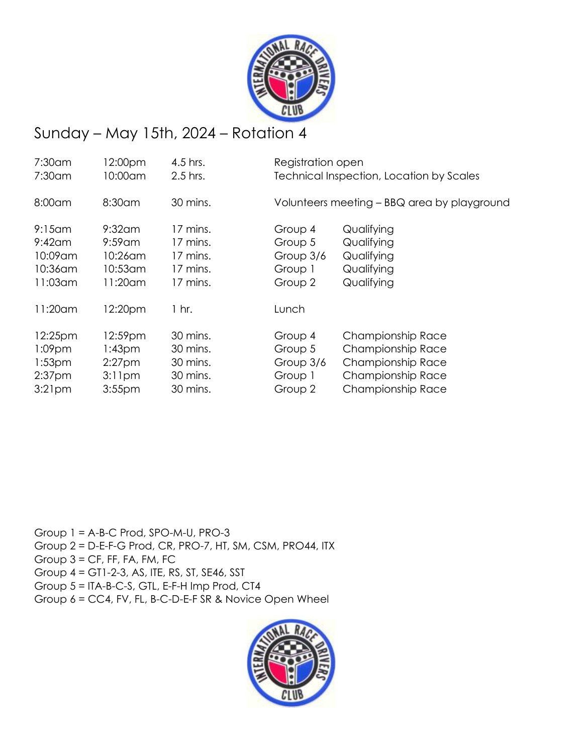# Sunday – May 15th, 2024 – Rotation 4

| | | | | |
|---|---|---|---|---|
| 7:30am | 12:00pm | 4.5 hrs. | Registration open | |
| 7:30am | 10:00am | 2.5 hrs. | Technical Inspection, Location by Scales | |
| 8:00am | 8:30am | 30 mins. | Volunteers meeting – BBQ area by playground | |
| 9:15am | 9:32am | 17 mins. | Group 4 | Qualifying |
| 9:42am | 9:59am | 17 mins. | Group 5 | Qualifying |
| 10:09am | 10:26am | 17 mins. | Group 3/6 | Qualifying |
| 10:36am | 10:53am | 17 mins. | Group 1 | Qualifying |
| 11:03am | 11:20am | 17 mins. | Group 2 | Qualifying |
| 11:20am | 12:20pm | 1 hr. | Lunch | |
| 12:25pm | 12:59pm | 30 mins. | Group 4 | Championship Race |
| 1:09pm | 1:43pm | 30 mins. | Group 5 | Championship Race |
| 1:53pm | 2:27pm | 30 mins. | Group 3/6 | Championship Race |
| 2:37pm | 3:11pm | 30 mins. | Group 1 | Championship Race |
| 3:21pm | 3:55pm | 30 mins. | Group 2 | Championship Race |

Group 1 = A-B-C Prod, SPO-M-U, PRO-3
Group 2 = D-E-F-G Prod, CR, PRO-7, HT, SM, CSM, PRO44, ITX
Group 3 = CF, FF, FA, FM, FC
Group 4 = GT1-2-3, AS, ITE, RS, ST, SE46, SST
Group 5 = ITA-B-C-S, GTL, E-F-H Imp Prod, CT4
Group 6 = CC4, FV, FL, B-C-D-E-F SR & Novice Open Wheel